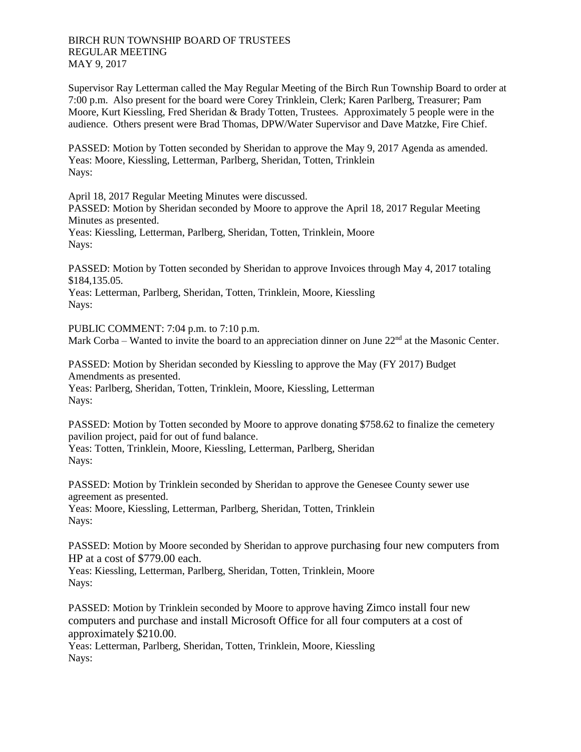BIRCH RUN TOWNSHIP BOARD OF TRUSTEES
REGULAR MEETING
MAY 9, 2017

Supervisor Ray Letterman called the May Regular Meeting of the Birch Run Township Board to order at 7:00 p.m. Also present for the board were Corey Trinklein, Clerk; Karen Parlberg, Treasurer; Pam Moore, Kurt Kiessling, Fred Sheridan & Brady Totten, Trustees. Approximately 5 people were in the audience. Others present were Brad Thomas, DPW/Water Supervisor and Dave Matzke, Fire Chief.

PASSED: Motion by Totten seconded by Sheridan to approve the May 9, 2017 Agenda as amended.
Yeas: Moore, Kiessling, Letterman, Parlberg, Sheridan, Totten, Trinklein
Nays:

April 18, 2017 Regular Meeting Minutes were discussed.
PASSED: Motion by Sheridan seconded by Moore to approve the April 18, 2017 Regular Meeting Minutes as presented.
Yeas: Kiessling, Letterman, Parlberg, Sheridan, Totten, Trinklein, Moore
Nays:

PASSED: Motion by Totten seconded by Sheridan to approve Invoices through May 4, 2017 totaling $184,135.05.
Yeas: Letterman, Parlberg, Sheridan, Totten, Trinklein, Moore, Kiessling
Nays:

PUBLIC COMMENT: 7:04 p.m. to 7:10 p.m.
Mark Corba – Wanted to invite the board to an appreciation dinner on June 22nd at the Masonic Center.

PASSED: Motion by Sheridan seconded by Kiessling to approve the May (FY 2017) Budget Amendments as presented.
Yeas: Parlberg, Sheridan, Totten, Trinklein, Moore, Kiessling, Letterman
Nays:

PASSED: Motion by Totten seconded by Moore to approve donating $758.62 to finalize the cemetery pavilion project, paid for out of fund balance.
Yeas: Totten, Trinklein, Moore, Kiessling, Letterman, Parlberg, Sheridan
Nays:

PASSED: Motion by Trinklein seconded by Sheridan to approve the Genesee County sewer use agreement as presented.
Yeas: Moore, Kiessling, Letterman, Parlberg, Sheridan, Totten, Trinklein
Nays:

PASSED: Motion by Moore seconded by Sheridan to approve purchasing four new computers from HP at a cost of $779.00 each.
Yeas: Kiessling, Letterman, Parlberg, Sheridan, Totten, Trinklein, Moore
Nays:

PASSED: Motion by Trinklein seconded by Moore to approve having Zimco install four new computers and purchase and install Microsoft Office for all four computers at a cost of approximately $210.00.
Yeas: Letterman, Parlberg, Sheridan, Totten, Trinklein, Moore, Kiessling
Nays: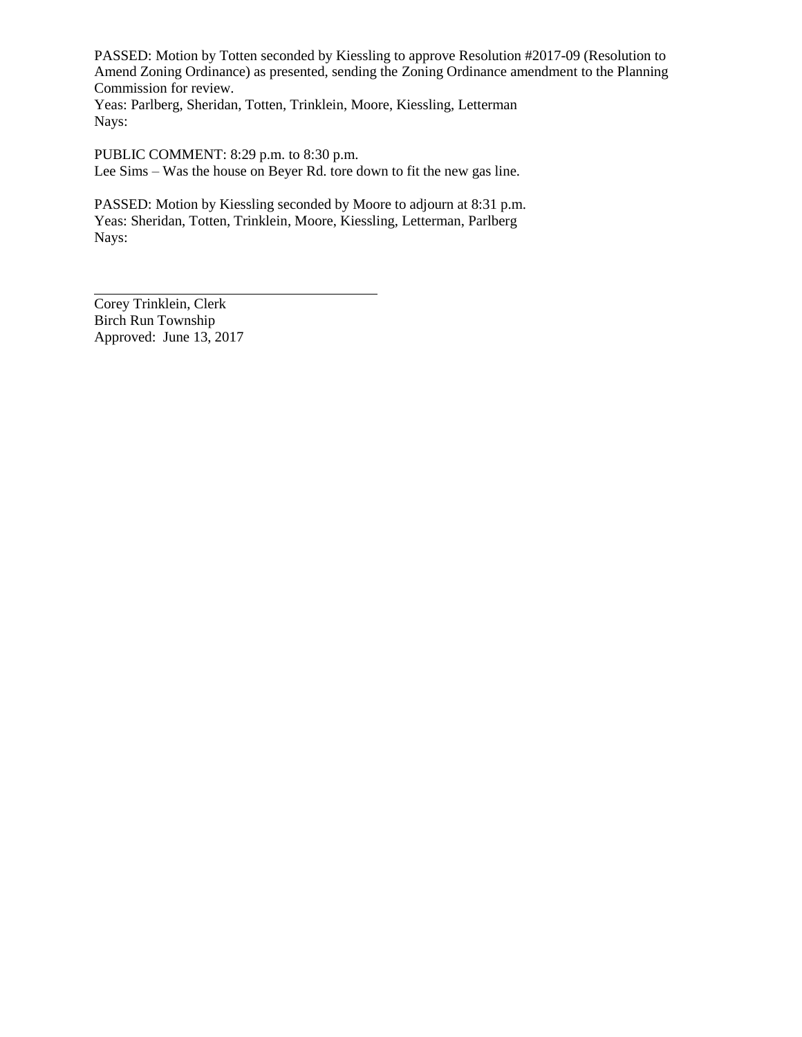PASSED: Motion by Totten seconded by Kiessling to approve Resolution #2017-09 (Resolution to Amend Zoning Ordinance) as presented, sending the Zoning Ordinance amendment to the Planning Commission for review.
Yeas: Parlberg, Sheridan, Totten, Trinklein, Moore, Kiessling, Letterman
Nays:

PUBLIC COMMENT: 8:29 p.m. to 8:30 p.m.
Lee Sims – Was the house on Beyer Rd. tore down to fit the new gas line.

PASSED: Motion by Kiessling seconded by Moore to adjourn at 8:31 p.m.
Yeas: Sheridan, Totten, Trinklein, Moore, Kiessling, Letterman, Parlberg
Nays:

Corey Trinklein, Clerk
Birch Run Township
Approved: June 13, 2017